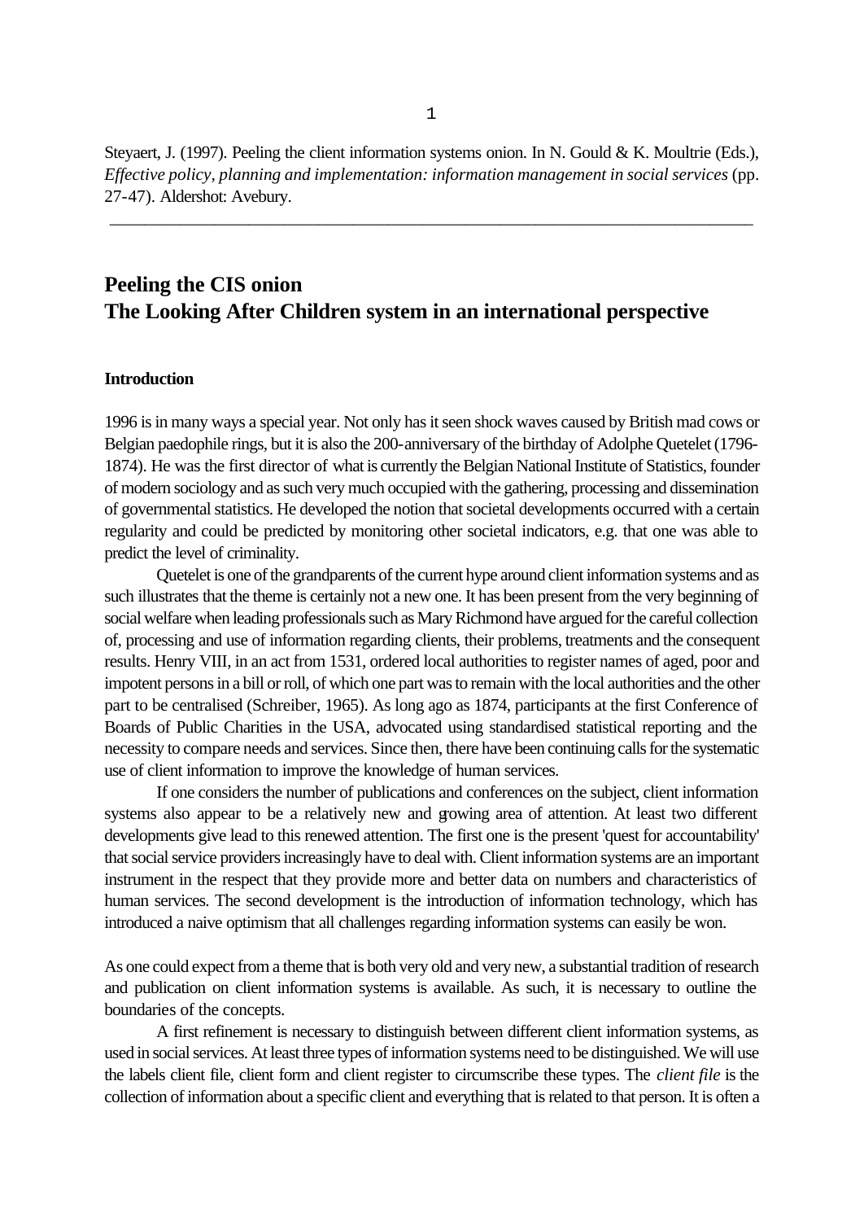Steyaert, J. (1997). Peeling the client information systems onion. In N. Gould & K. Moultrie (Eds.), *Effective policy, planning and implementation: information management in social services* (pp. 27-47). Aldershot: Avebury.

---

# Peeling the CIS onion
# The Looking After Children system in an international perspective

## Introduction

1996 is in many ways a special year. Not only has it seen shock waves caused by British mad cows or Belgian paedophile rings, but it is also the 200-anniversary of the birthday of Adolphe Quetelet (1796-1874). He was the first director of what is currently the Belgian National Institute of Statistics, founder of modern sociology and as such very much occupied with the gathering, processing and dissemination of governmental statistics. He developed the notion that societal developments occurred with a certain regularity and could be predicted by monitoring other societal indicators, e.g. that one was able to predict the level of criminality.

Quetelet is one of the grandparents of the current hype around client information systems and as such illustrates that the theme is certainly not a new one. It has been present from the very beginning of social welfare when leading professionals such as Mary Richmond have argued for the careful collection of, processing and use of information regarding clients, their problems, treatments and the consequent results. Henry VIII, in an act from 1531, ordered local authorities to register names of aged, poor and impotent persons in a bill or roll, of which one part was to remain with the local authorities and the other part to be centralised (Schreiber, 1965). As long ago as 1874, participants at the first Conference of Boards of Public Charities in the USA, advocated using standardised statistical reporting and the necessity to compare needs and services. Since then, there have been continuing calls for the systematic use of client information to improve the knowledge of human services.

If one considers the number of publications and conferences on the subject, client information systems also appear to be a relatively new and growing area of attention. At least two different developments give lead to this renewed attention. The first one is the present 'quest for accountability' that social service providers increasingly have to deal with. Client information systems are an important instrument in the respect that they provide more and better data on numbers and characteristics of human services. The second development is the introduction of information technology, which has introduced a naive optimism that all challenges regarding information systems can easily be won.

As one could expect from a theme that is both very old and very new, a substantial tradition of research and publication on client information systems is available. As such, it is necessary to outline the boundaries of the concepts.

A first refinement is necessary to distinguish between different client information systems, as used in social services. At least three types of information systems need to be distinguished. We will use the labels client file, client form and client register to circumscribe these types. The *client file* is the collection of information about a specific client and everything that is related to that person. It is often a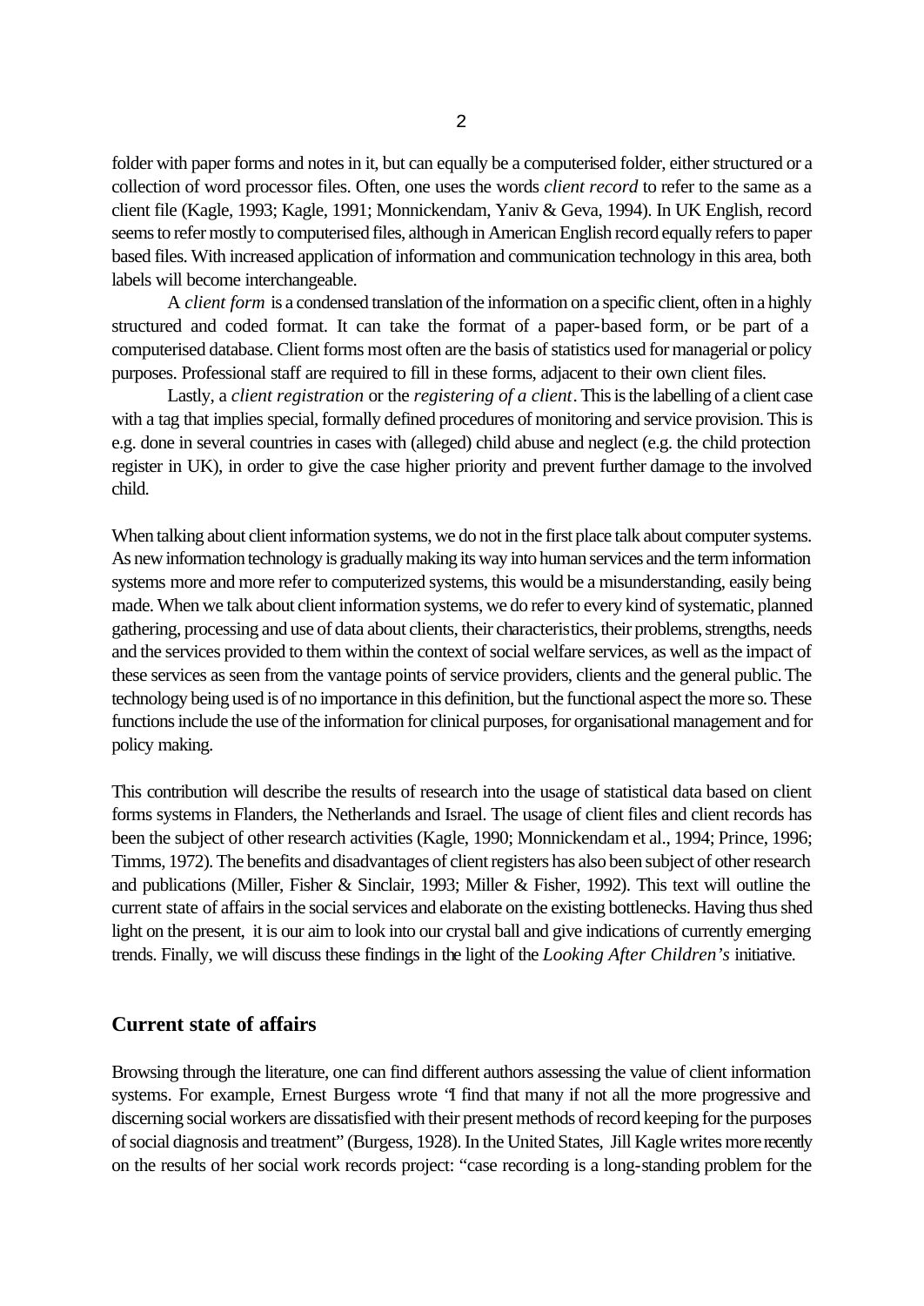folder with paper forms and notes in it, but can equally be a computerised folder, either structured or a collection of word processor files. Often, one uses the words *client record* to refer to the same as a client file (Kagle, 1993; Kagle, 1991; Monnickendam, Yaniv & Geva, 1994). In UK English, record seems to refer mostly to computerised files, although in American English record equally refers to paper based files. With increased application of information and communication technology in this area, both labels will become interchangeable.

A *client form* is a condensed translation of the information on a specific client, often in a highly structured and coded format. It can take the format of a paper-based form, or be part of a computerised database. Client forms most often are the basis of statistics used for managerial or policy purposes. Professional staff are required to fill in these forms, adjacent to their own client files.

Lastly, a *client registration* or the *registering of a client*. This is the labelling of a client case with a tag that implies special, formally defined procedures of monitoring and service provision. This is e.g. done in several countries in cases with (alleged) child abuse and neglect (e.g. the child protection register in UK), in order to give the case higher priority and prevent further damage to the involved child.

When talking about client information systems, we do not in the first place talk about computer systems. As new information technology is gradually making its way into human services and the term information systems more and more refer to computerized systems, this would be a misunderstanding, easily being made. When we talk about client information systems, we do refer to every kind of systematic, planned gathering, processing and use of data about clients, their characteristics, their problems, strengths, needs and the services provided to them within the context of social welfare services, as well as the impact of these services as seen from the vantage points of service providers, clients and the general public. The technology being used is of no importance in this definition, but the functional aspect the more so. These functions include the use of the information for clinical purposes, for organisational management and for policy making.

This contribution will describe the results of research into the usage of statistical data based on client forms systems in Flanders, the Netherlands and Israel. The usage of client files and client records has been the subject of other research activities (Kagle, 1990; Monnickendam et al., 1994; Prince, 1996; Timms, 1972). The benefits and disadvantages of client registers has also been subject of other research and publications (Miller, Fisher & Sinclair, 1993; Miller & Fisher, 1992). This text will outline the current state of affairs in the social services and elaborate on the existing bottlenecks. Having thus shed light on the present, it is our aim to look into our crystal ball and give indications of currently emerging trends. Finally, we will discuss these findings in the light of the *Looking After Children's* initiative.

## Current state of affairs

Browsing through the literature, one can find different authors assessing the value of client information systems. For example, Ernest Burgess wrote "I find that many if not all the more progressive and discerning social workers are dissatisfied with their present methods of record keeping for the purposes of social diagnosis and treatment" (Burgess, 1928). In the United States, Jill Kagle writes more recently on the results of her social work records project: "case recording is a long-standing problem for the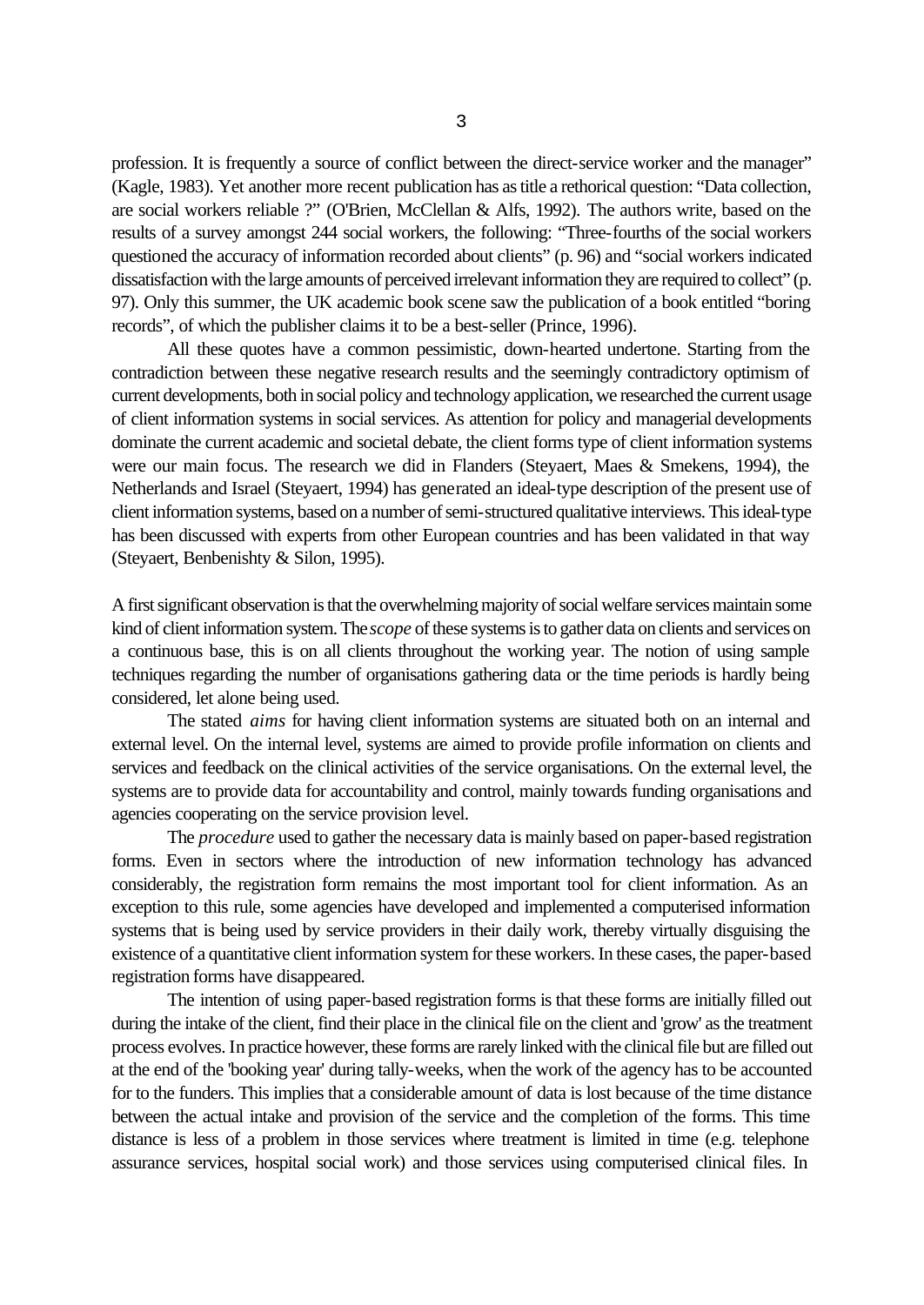profession. It is frequently a source of conflict between the direct-service worker and the manager" (Kagle, 1983). Yet another more recent publication has as title a rethorical question: "Data collection, are social workers reliable ?" (O'Brien, McClellan & Alfs, 1992). The authors write, based on the results of a survey amongst 244 social workers, the following: "Three-fourths of the social workers questioned the accuracy of information recorded about clients" (p. 96) and "social workers indicated dissatisfaction with the large amounts of perceived irrelevant information they are required to collect" (p. 97). Only this summer, the UK academic book scene saw the publication of a book entitled "boring records", of which the publisher claims it to be a best-seller (Prince, 1996).

All these quotes have a common pessimistic, down-hearted undertone. Starting from the contradiction between these negative research results and the seemingly contradictory optimism of current developments, both in social policy and technology application, we researched the current usage of client information systems in social services. As attention for policy and managerial developments dominate the current academic and societal debate, the client forms type of client information systems were our main focus. The research we did in Flanders (Steyaert, Maes & Smekens, 1994), the Netherlands and Israel (Steyaert, 1994) has generated an ideal-type description of the present use of client information systems, based on a number of semi-structured qualitative interviews. This ideal-type has been discussed with experts from other European countries and has been validated in that way (Steyaert, Benbenishty & Silon, 1995).

A first significant observation is that the overwhelming majority of social welfare services maintain some kind of client information system. The *scope* of these systems is to gather data on clients and services on a continuous base, this is on all clients throughout the working year. The notion of using sample techniques regarding the number of organisations gathering data or the time periods is hardly being considered, let alone being used.

The stated *aims* for having client information systems are situated both on an internal and external level. On the internal level, systems are aimed to provide profile information on clients and services and feedback on the clinical activities of the service organisations. On the external level, the systems are to provide data for accountability and control, mainly towards funding organisations and agencies cooperating on the service provision level.

The *procedure* used to gather the necessary data is mainly based on paper-based registration forms. Even in sectors where the introduction of new information technology has advanced considerably, the registration form remains the most important tool for client information. As an exception to this rule, some agencies have developed and implemented a computerised information systems that is being used by service providers in their daily work, thereby virtually disguising the existence of a quantitative client information system for these workers. In these cases, the paper-based registration forms have disappeared.

The intention of using paper-based registration forms is that these forms are initially filled out during the intake of the client, find their place in the clinical file on the client and 'grow' as the treatment process evolves. In practice however, these forms are rarely linked with the clinical file but are filled out at the end of the 'booking year' during tally-weeks, when the work of the agency has to be accounted for to the funders. This implies that a considerable amount of data is lost because of the time distance between the actual intake and provision of the service and the completion of the forms. This time distance is less of a problem in those services where treatment is limited in time (e.g. telephone assurance services, hospital social work) and those services using computerised clinical files. In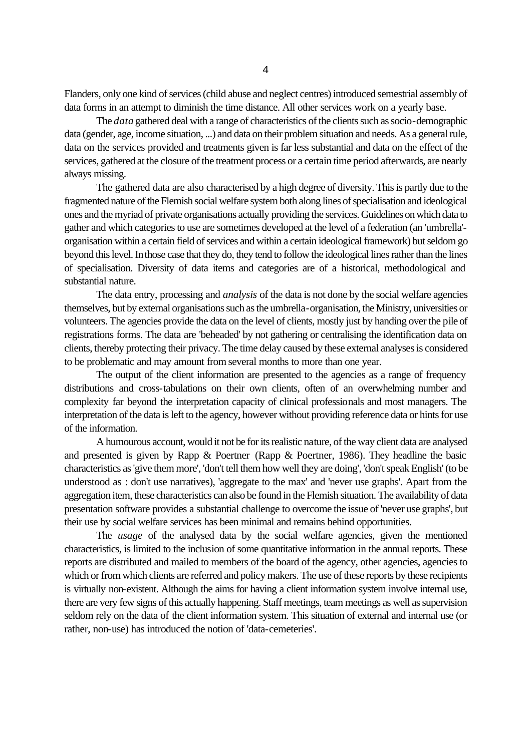Flanders, only one kind of services (child abuse and neglect centres) introduced semestrial assembly of data forms in an attempt to diminish the time distance. All other services work on a yearly base.

The *data* gathered deal with a range of characteristics of the clients such as socio-demographic data (gender, age, income situation, ...) and data on their problem situation and needs. As a general rule, data on the services provided and treatments given is far less substantial and data on the effect of the services, gathered at the closure of the treatment process or a certain time period afterwards, are nearly always missing.

The gathered data are also characterised by a high degree of diversity. This is partly due to the fragmented nature of the Flemish social welfare system both along lines of specialisation and ideological ones and the myriad of private organisations actually providing the services. Guidelines on which data to gather and which categories to use are sometimes developed at the level of a federation (an 'umbrella'-organisation within a certain field of services and within a certain ideological framework) but seldom go beyond this level. In those case that they do, they tend to follow the ideological lines rather than the lines of specialisation. Diversity of data items and categories are of a historical, methodological and substantial nature.

The data entry, processing and *analysis* of the data is not done by the social welfare agencies themselves, but by external organisations such as the umbrella-organisation, the Ministry, universities or volunteers. The agencies provide the data on the level of clients, mostly just by handing over the pile of registrations forms. The data are 'beheaded' by not gathering or centralising the identification data on clients, thereby protecting their privacy. The time delay caused by these external analyses is considered to be problematic and may amount from several months to more than one year.

The output of the client information are presented to the agencies as a range of frequency distributions and cross-tabulations on their own clients, often of an overwhelming number and complexity far beyond the interpretation capacity of clinical professionals and most managers. The interpretation of the data is left to the agency, however without providing reference data or hints for use of the information.

A humourous account, would it not be for its realistic nature, of the way client data are analysed and presented is given by Rapp & Poertner (Rapp & Poertner, 1986). They headline the basic characteristics as 'give them more', 'don't tell them how well they are doing', 'don't speak English' (to be understood as : don't use narratives), 'aggregate to the max' and 'never use graphs'. Apart from the aggregation item, these characteristics can also be found in the Flemish situation. The availability of data presentation software provides a substantial challenge to overcome the issue of 'never use graphs', but their use by social welfare services has been minimal and remains behind opportunities.

The *usage* of the analysed data by the social welfare agencies, given the mentioned characteristics, is limited to the inclusion of some quantitative information in the annual reports. These reports are distributed and mailed to members of the board of the agency, other agencies, agencies to which or from which clients are referred and policy makers. The use of these reports by these recipients is virtually non-existent. Although the aims for having a client information system involve internal use, there are very few signs of this actually happening. Staff meetings, team meetings as well as supervision seldom rely on the data of the client information system. This situation of external and internal use (or rather, non-use) has introduced the notion of 'data-cemeteries'.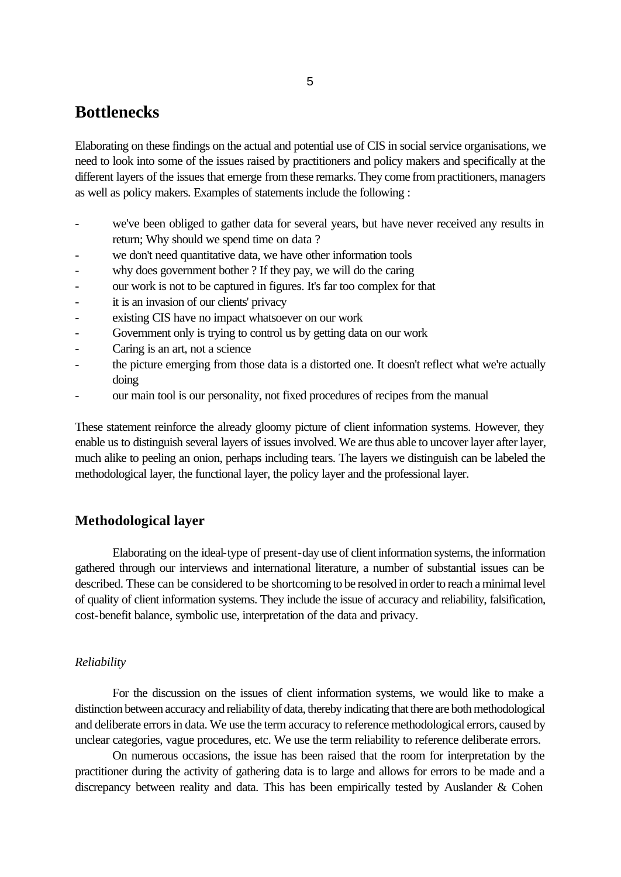## Bottlenecks

Elaborating on these findings on the actual and potential use of CIS in social service organisations, we need to look into some of the issues raised by practitioners and policy makers and specifically at the different layers of the issues that emerge from these remarks. They come from practitioners, managers as well as policy makers. Examples of statements include the following :

- we've been obliged to gather data for several years, but have never received any results in return; Why should we spend time on data ?
- we don't need quantitative data, we have other information tools
- why does government bother ? If they pay, we will do the caring
- our work is not to be captured in figures. It's far too complex for that
- it is an invasion of our clients' privacy
- existing CIS have no impact whatsoever on our work
- Government only is trying to control us by getting data on our work
- Caring is an art, not a science
- the picture emerging from those data is a distorted one. It doesn't reflect what we're actually doing
- our main tool is our personality, not fixed procedures of recipes from the manual

These statement reinforce the already gloomy picture of client information systems. However, they enable us to distinguish several layers of issues involved. We are thus able to uncover layer after layer, much alike to peeling an onion, perhaps including tears. The layers we distinguish can be labeled the methodological layer, the functional layer, the policy layer and the professional layer.

### Methodological layer

Elaborating on the ideal-type of present-day use of client information systems, the information gathered through our interviews and international literature, a number of substantial issues can be described. These can be considered to be shortcoming to be resolved in order to reach a minimal level of quality of client information systems. They include the issue of accuracy and reliability, falsification, cost-benefit balance, symbolic use, interpretation of the data and privacy.

*Reliability*

For the discussion on the issues of client information systems, we would like to make a distinction between accuracy and reliability of data, thereby indicating that there are both methodological and deliberate errors in data. We use the term accuracy to reference methodological errors, caused by unclear categories, vague procedures, etc. We use the term reliability to reference deliberate errors.

On numerous occasions, the issue has been raised that the room for interpretation by the practitioner during the activity of gathering data is to large and allows for errors to be made and a discrepancy between reality and data. This has been empirically tested by Auslander & Cohen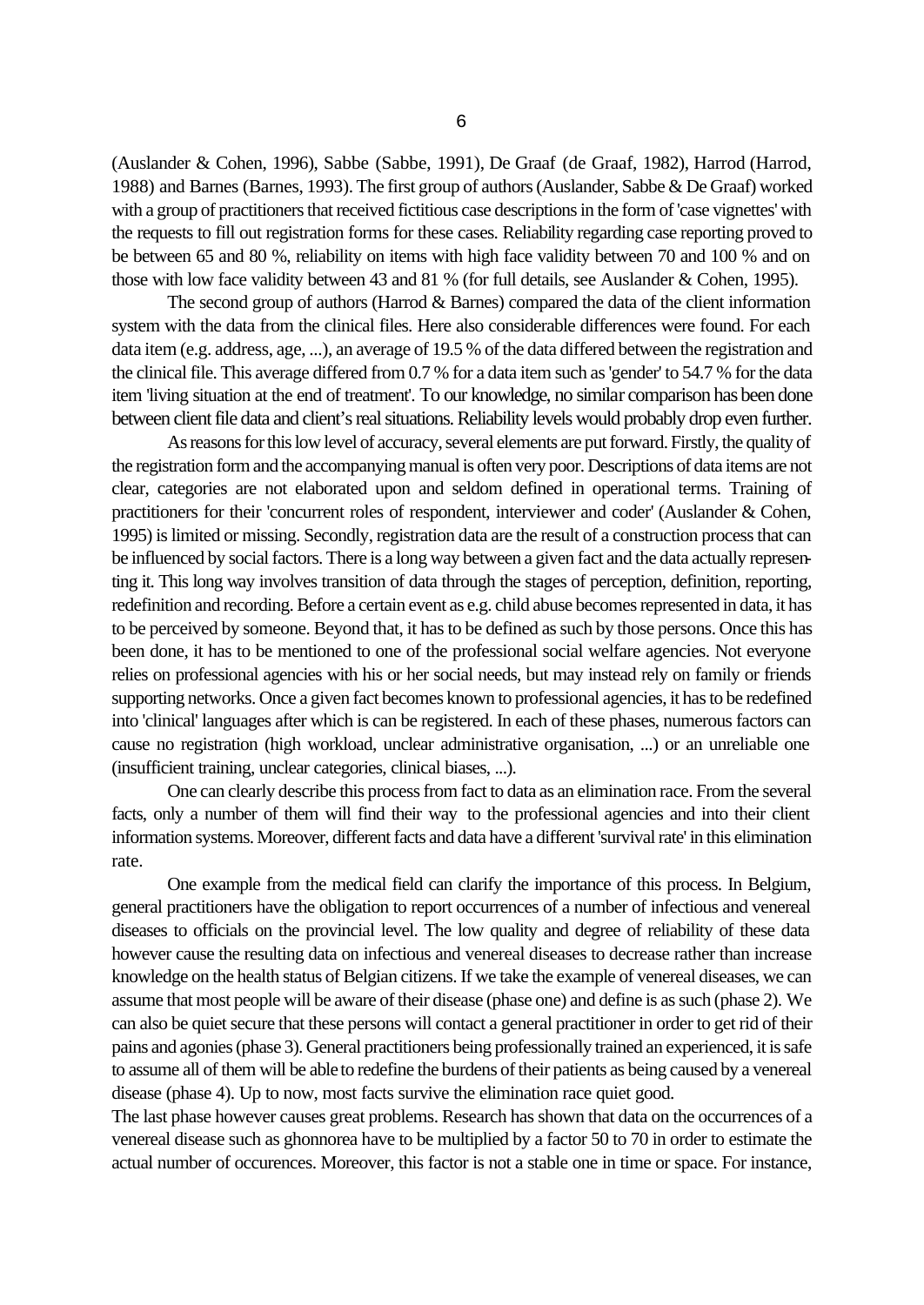(Auslander & Cohen, 1996), Sabbe (Sabbe, 1991), De Graaf (de Graaf, 1982), Harrod (Harrod, 1988) and Barnes (Barnes, 1993). The first group of authors (Auslander, Sabbe & De Graaf) worked with a group of practitioners that received fictitious case descriptions in the form of 'case vignettes' with the requests to fill out registration forms for these cases. Reliability regarding case reporting proved to be between 65 and 80 %, reliability on items with high face validity between 70 and 100 % and on those with low face validity between 43 and 81 % (for full details, see Auslander & Cohen, 1995).

The second group of authors (Harrod & Barnes) compared the data of the client information system with the data from the clinical files. Here also considerable differences were found. For each data item (e.g. address, age, ...), an average of 19.5 % of the data differed between the registration and the clinical file. This average differed from 0.7 % for a data item such as 'gender' to 54.7 % for the data item 'living situation at the end of treatment'. To our knowledge, no similar comparison has been done between client file data and client's real situations. Reliability levels would probably drop even further.

As reasons for this low level of accuracy, several elements are put forward. Firstly, the quality of the registration form and the accompanying manual is often very poor. Descriptions of data items are not clear, categories are not elaborated upon and seldom defined in operational terms. Training of practitioners for their 'concurrent roles of respondent, interviewer and coder' (Auslander & Cohen, 1995) is limited or missing. Secondly, registration data are the result of a construction process that can be influenced by social factors. There is a long way between a given fact and the data actually representing it. This long way involves transition of data through the stages of perception, definition, reporting, redefinition and recording. Before a certain event as e.g. child abuse becomes represented in data, it has to be perceived by someone. Beyond that, it has to be defined as such by those persons. Once this has been done, it has to be mentioned to one of the professional social welfare agencies. Not everyone relies on professional agencies with his or her social needs, but may instead rely on family or friends supporting networks. Once a given fact becomes known to professional agencies, it has to be redefined into 'clinical' languages after which is can be registered. In each of these phases, numerous factors can cause no registration (high workload, unclear administrative organisation, ...) or an unreliable one (insufficient training, unclear categories, clinical biases, ...).

One can clearly describe this process from fact to data as an elimination race. From the several facts, only a number of them will find their way to the professional agencies and into their client information systems. Moreover, different facts and data have a different 'survival rate' in this elimination rate.

One example from the medical field can clarify the importance of this process. In Belgium, general practitioners have the obligation to report occurrences of a number of infectious and venereal diseases to officials on the provincial level. The low quality and degree of reliability of these data however cause the resulting data on infectious and venereal diseases to decrease rather than increase knowledge on the health status of Belgian citizens. If we take the example of venereal diseases, we can assume that most people will be aware of their disease (phase one) and define is as such (phase 2). We can also be quiet secure that these persons will contact a general practitioner in order to get rid of their pains and agonies (phase 3). General practitioners being professionally trained an experienced, it is safe to assume all of them will be able to redefine the burdens of their patients as being caused by a venereal disease (phase 4). Up to now, most facts survive the elimination race quiet good.

The last phase however causes great problems. Research has shown that data on the occurrences of a venereal disease such as ghonnorea have to be multiplied by a factor 50 to 70 in order to estimate the actual number of occurences. Moreover, this factor is not a stable one in time or space. For instance,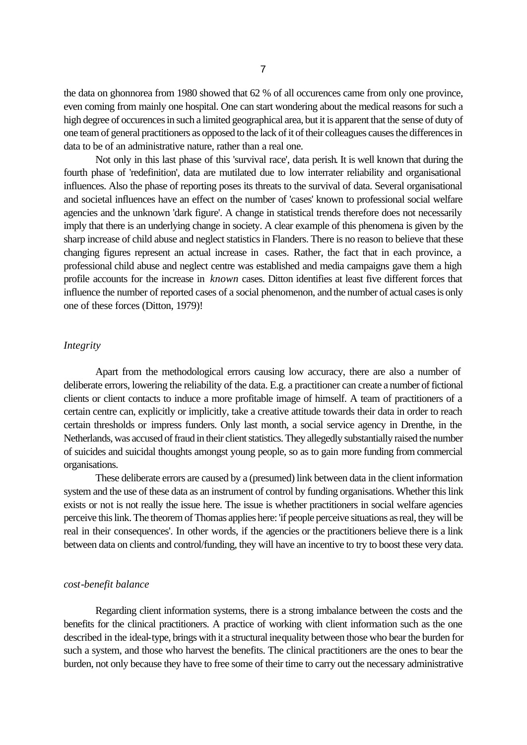the data on ghonnorea from 1980 showed that 62 % of all occurences came from only one province, even coming from mainly one hospital. One can start wondering about the medical reasons for such a high degree of occurences in such a limited geographical area, but it is apparent that the sense of duty of one team of general practitioners as opposed to the lack of it of their colleagues causes the differences in data to be of an administrative nature, rather than a real one.

Not only in this last phase of this 'survival race', data perish. It is well known that during the fourth phase of 'redefinition', data are mutilated due to low interrater reliability and organisational influences. Also the phase of reporting poses its threats to the survival of data. Several organisational and societal influences have an effect on the number of 'cases' known to professional social welfare agencies and the unknown 'dark figure'. A change in statistical trends therefore does not necessarily imply that there is an underlying change in society. A clear example of this phenomena is given by the sharp increase of child abuse and neglect statistics in Flanders. There is no reason to believe that these changing figures represent an actual increase in cases. Rather, the fact that in each province, a professional child abuse and neglect centre was established and media campaigns gave them a high profile accounts for the increase in *known* cases. Ditton identifies at least five different forces that influence the number of reported cases of a social phenomenon, and the number of actual cases is only one of these forces (Ditton, 1979)!

*Integrity*

Apart from the methodological errors causing low accuracy, there are also a number of deliberate errors, lowering the reliability of the data. E.g. a practitioner can create a number of fictional clients or client contacts to induce a more profitable image of himself. A team of practitioners of a certain centre can, explicitly or implicitly, take a creative attitude towards their data in order to reach certain thresholds or impress funders. Only last month, a social service agency in Drenthe, in the Netherlands, was accused of fraud in their client statistics. They allegedly substantially raised the number of suicides and suicidal thoughts amongst young people, so as to gain more funding from commercial organisations.

These deliberate errors are caused by a (presumed) link between data in the client information system and the use of these data as an instrument of control by funding organisations. Whether this link exists or not is not really the issue here. The issue is whether practitioners in social welfare agencies perceive this link. The theorem of Thomas applies here: 'if people perceive situations as real, they will be real in their consequences'. In other words, if the agencies or the practitioners believe there is a link between data on clients and control/funding, they will have an incentive to try to boost these very data.

*cost-benefit balance*

Regarding client information systems, there is a strong imbalance between the costs and the benefits for the clinical practitioners. A practice of working with client information such as the one described in the ideal-type, brings with it a structural inequality between those who bear the burden for such a system, and those who harvest the benefits. The clinical practitioners are the ones to bear the burden, not only because they have to free some of their time to carry out the necessary administrative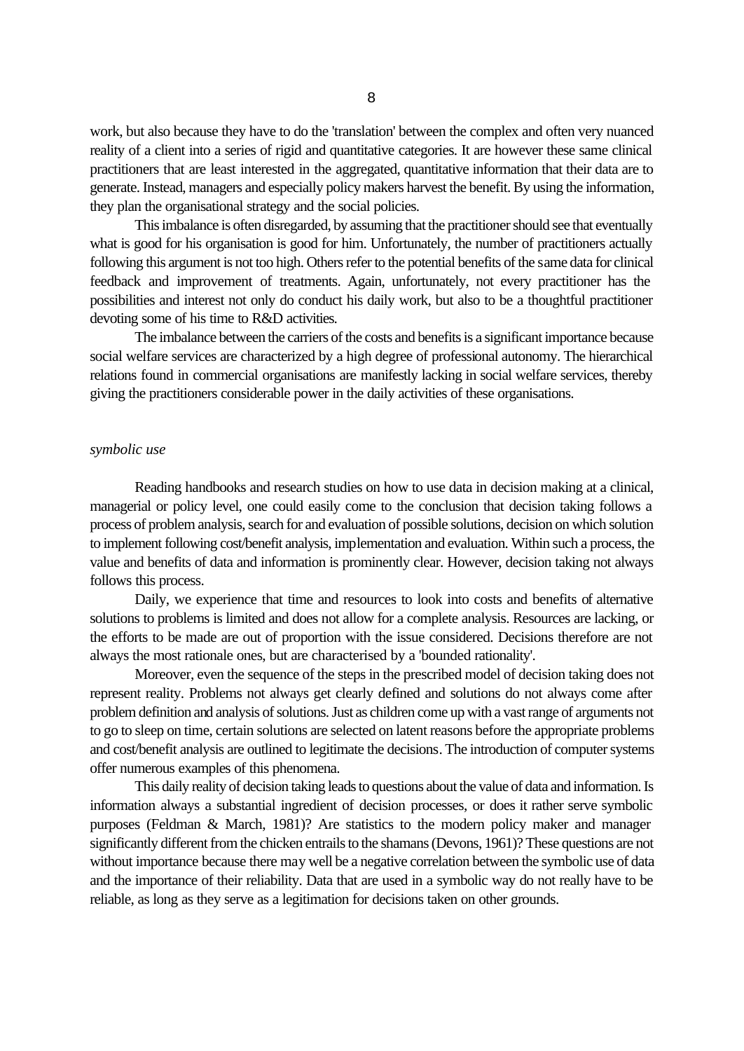work, but also because they have to do the 'translation' between the complex and often very nuanced reality of a client into a series of rigid and quantitative categories. It are however these same clinical practitioners that are least interested in the aggregated, quantitative information that their data are to generate. Instead, managers and especially policy makers harvest the benefit. By using the information, they plan the organisational strategy and the social policies.

This imbalance is often disregarded, by assuming that the practitioner should see that eventually what is good for his organisation is good for him. Unfortunately, the number of practitioners actually following this argument is not too high. Others refer to the potential benefits of the same data for clinical feedback and improvement of treatments. Again, unfortunately, not every practitioner has the possibilities and interest not only do conduct his daily work, but also to be a thoughtful practitioner devoting some of his time to R&D activities.

The imbalance between the carriers of the costs and benefits is a significant importance because social welfare services are characterized by a high degree of professional autonomy. The hierarchical relations found in commercial organisations are manifestly lacking in social welfare services, thereby giving the practitioners considerable power in the daily activities of these organisations.

*symbolic use*

Reading handbooks and research studies on how to use data in decision making at a clinical, managerial or policy level, one could easily come to the conclusion that decision taking follows a process of problem analysis, search for and evaluation of possible solutions, decision on which solution to implement following cost/benefit analysis, implementation and evaluation. Within such a process, the value and benefits of data and information is prominently clear. However, decision taking not always follows this process.

Daily, we experience that time and resources to look into costs and benefits of alternative solutions to problems is limited and does not allow for a complete analysis. Resources are lacking, or the efforts to be made are out of proportion with the issue considered. Decisions therefore are not always the most rationale ones, but are characterised by a 'bounded rationality'.

Moreover, even the sequence of the steps in the prescribed model of decision taking does not represent reality. Problems not always get clearly defined and solutions do not always come after problem definition and analysis of solutions. Just as children come up with a vast range of arguments not to go to sleep on time, certain solutions are selected on latent reasons before the appropriate problems and cost/benefit analysis are outlined to legitimate the decisions. The introduction of computer systems offer numerous examples of this phenomena.

This daily reality of decision taking leads to questions about the value of data and information. Is information always a substantial ingredient of decision processes, or does it rather serve symbolic purposes (Feldman & March, 1981)? Are statistics to the modern policy maker and manager significantly different from the chicken entrails to the shamans (Devons, 1961)? These questions are not without importance because there may well be a negative correlation between the symbolic use of data and the importance of their reliability. Data that are used in a symbolic way do not really have to be reliable, as long as they serve as a legitimation for decisions taken on other grounds.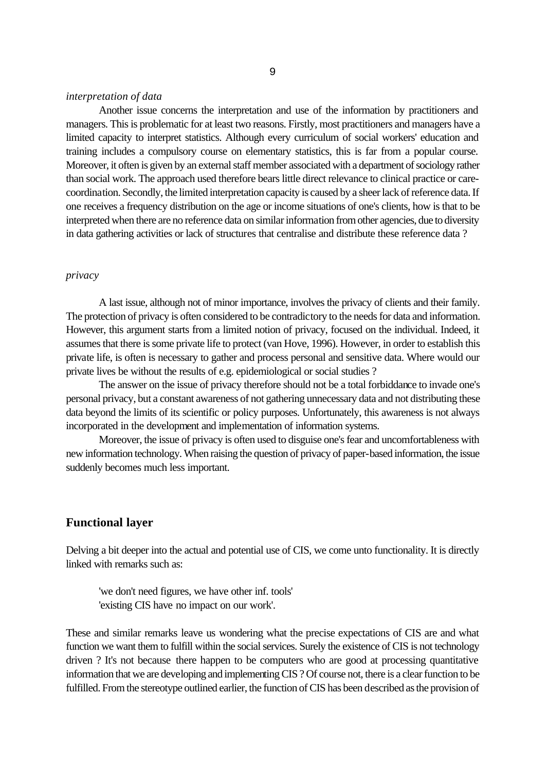*interpretation of data*

Another issue concerns the interpretation and use of the information by practitioners and managers. This is problematic for at least two reasons. Firstly, most practitioners and managers have a limited capacity to interpret statistics. Although every curriculum of social workers' education and training includes a compulsory course on elementary statistics, this is far from a popular course. Moreover, it often is given by an external staff member associated with a department of sociology rather than social work. The approach used therefore bears little direct relevance to clinical practice or care-coordination. Secondly, the limited interpretation capacity is caused by a sheer lack of reference data. If one receives a frequency distribution on the age or income situations of one's clients, how is that to be interpreted when there are no reference data on similar information from other agencies, due to diversity in data gathering activities or lack of structures that centralise and distribute these reference data ?

*privacy*

A last issue, although not of minor importance, involves the privacy of clients and their family. The protection of privacy is often considered to be contradictory to the needs for data and information. However, this argument starts from a limited notion of privacy, focused on the individual. Indeed, it assumes that there is some private life to protect (van Hove, 1996). However, in order to establish this private life, is often is necessary to gather and process personal and sensitive data. Where would our private lives be without the results of e.g. epidemiological or social studies ?

The answer on the issue of privacy therefore should not be a total forbiddance to invade one's personal privacy, but a constant awareness of not gathering unnecessary data and not distributing these data beyond the limits of its scientific or policy purposes. Unfortunately, this awareness is not always incorporated in the development and implementation of information systems.

Moreover, the issue of privacy is often used to disguise one's fear and uncomfortableness with new information technology. When raising the question of privacy of paper-based information, the issue suddenly becomes much less important.

## Functional layer

Delving a bit deeper into the actual and potential use of CIS, we come unto functionality. It is directly linked with remarks such as:

> 'we don't need figures, we have other inf. tools'
> 'existing CIS have no impact on our work'.

These and similar remarks leave us wondering what the precise expectations of CIS are and what function we want them to fulfill within the social services. Surely the existence of CIS is not technology driven ? It's not because there happen to be computers who are good at processing quantitative information that we are developing and implementing CIS ? Of course not, there is a clear function to be fulfilled. From the stereotype outlined earlier, the function of CIS has been described as the provision of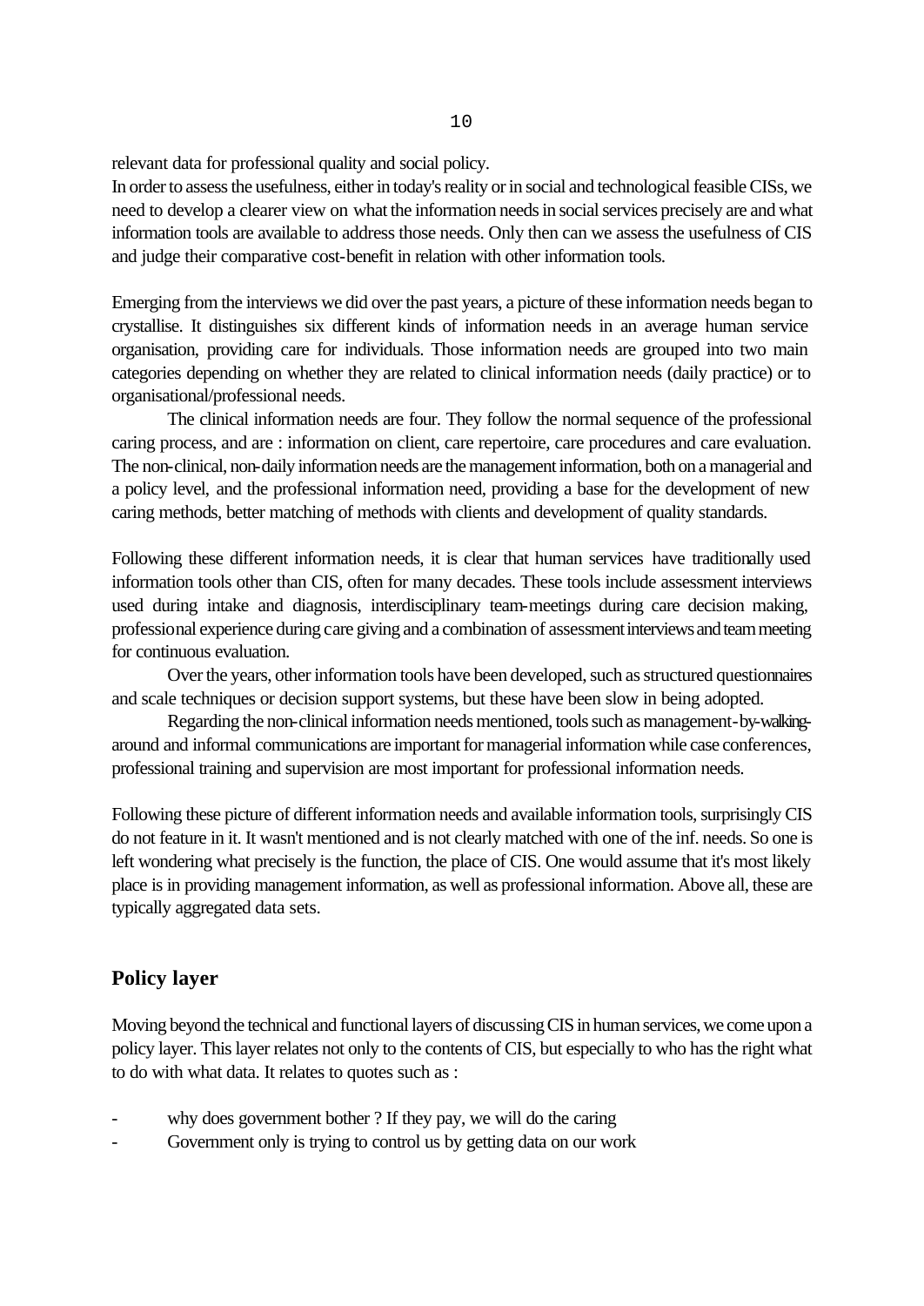relevant data for professional quality and social policy.

In order to assess the usefulness, either in today's reality or in social and technological feasible CISs, we need to develop a clearer view on what the information needs in social services precisely are and what information tools are available to address those needs. Only then can we assess the usefulness of CIS and judge their comparative cost-benefit in relation with other information tools.

Emerging from the interviews we did over the past years, a picture of these information needs began to crystallise. It distinguishes six different kinds of information needs in an average human service organisation, providing care for individuals. Those information needs are grouped into two main categories depending on whether they are related to clinical information needs (daily practice) or to organisational/professional needs.

The clinical information needs are four. They follow the normal sequence of the professional caring process, and are : information on client, care repertoire, care procedures and care evaluation. The non-clinical, non-daily information needs are the management information, both on a managerial and a policy level, and the professional information need, providing a base for the development of new caring methods, better matching of methods with clients and development of quality standards.

Following these different information needs, it is clear that human services have traditionally used information tools other than CIS, often for many decades. These tools include assessment interviews used during intake and diagnosis, interdisciplinary team-meetings during care decision making, professional experience during care giving and a combination of assessment interviews and team meeting for continuous evaluation.

Over the years, other information tools have been developed, such as structured questionnaires and scale techniques or decision support systems, but these have been slow in being adopted.

Regarding the non-clinical information needs mentioned, tools such as management-by-walking-around and informal communications are important for managerial information while case conferences, professional training and supervision are most important for professional information needs.

Following these picture of different information needs and available information tools, surprisingly CIS do not feature in it. It wasn't mentioned and is not clearly matched with one of the inf. needs. So one is left wondering what precisely is the function, the place of CIS. One would assume that it's most likely place is in providing management information, as well as professional information. Above all, these are typically aggregated data sets.

## Policy layer

Moving beyond the technical and functional layers of discussing CIS in human services, we come upon a policy layer. This layer relates not only to the contents of CIS, but especially to who has the right what to do with what data. It relates to quotes such as :

- why does government bother ? If they pay, we will do the caring
- Government only is trying to control us by getting data on our work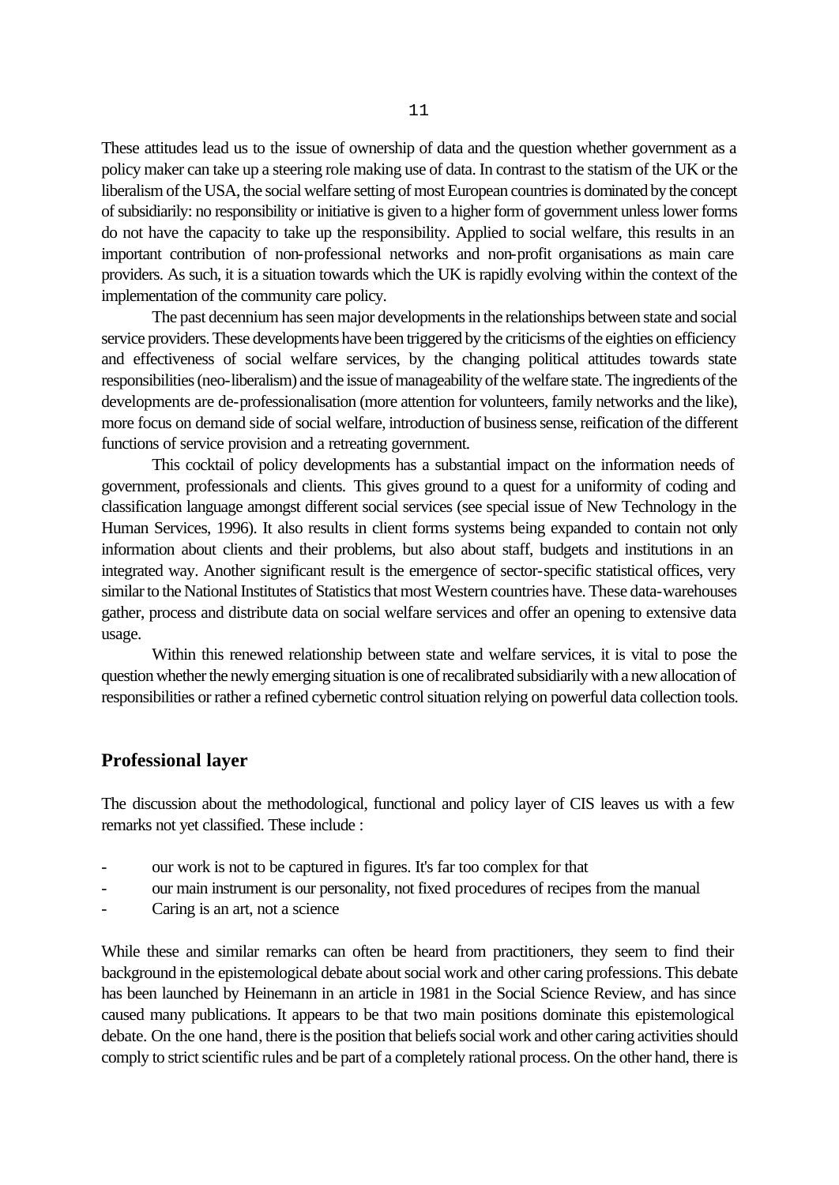These attitudes lead us to the issue of ownership of data and the question whether government as a policy maker can take up a steering role making use of data. In contrast to the statism of the UK or the liberalism of the USA, the social welfare setting of most European countries is dominated by the concept of subsidiarily: no responsibility or initiative is given to a higher form of government unless lower forms do not have the capacity to take up the responsibility. Applied to social welfare, this results in an important contribution of non-professional networks and non-profit organisations as main care providers. As such, it is a situation towards which the UK is rapidly evolving within the context of the implementation of the community care policy.

The past decennium has seen major developments in the relationships between state and social service providers. These developments have been triggered by the criticisms of the eighties on efficiency and effectiveness of social welfare services, by the changing political attitudes towards state responsibilities (neo-liberalism) and the issue of manageability of the welfare state. The ingredients of the developments are de-professionalisation (more attention for volunteers, family networks and the like), more focus on demand side of social welfare, introduction of business sense, reification of the different functions of service provision and a retreating government.

This cocktail of policy developments has a substantial impact on the information needs of government, professionals and clients. This gives ground to a quest for a uniformity of coding and classification language amongst different social services (see special issue of New Technology in the Human Services, 1996). It also results in client forms systems being expanded to contain not only information about clients and their problems, but also about staff, budgets and institutions in an integrated way. Another significant result is the emergence of sector-specific statistical offices, very similar to the National Institutes of Statistics that most Western countries have. These data-warehouses gather, process and distribute data on social welfare services and offer an opening to extensive data usage.

Within this renewed relationship between state and welfare services, it is vital to pose the question whether the newly emerging situation is one of recalibrated subsidiarily with a new allocation of responsibilities or rather a refined cybernetic control situation relying on powerful data collection tools.

## Professional layer

The discussion about the methodological, functional and policy layer of CIS leaves us with a few remarks not yet classified. These include :

- our work is not to be captured in figures. It's far too complex for that
- our main instrument is our personality, not fixed procedures of recipes from the manual
- Caring is an art, not a science

While these and similar remarks can often be heard from practitioners, they seem to find their background in the epistemological debate about social work and other caring professions. This debate has been launched by Heinemann in an article in 1981 in the Social Science Review, and has since caused many publications. It appears to be that two main positions dominate this epistemological debate. On the one hand, there is the position that beliefs social work and other caring activities should comply to strict scientific rules and be part of a completely rational process. On the other hand, there is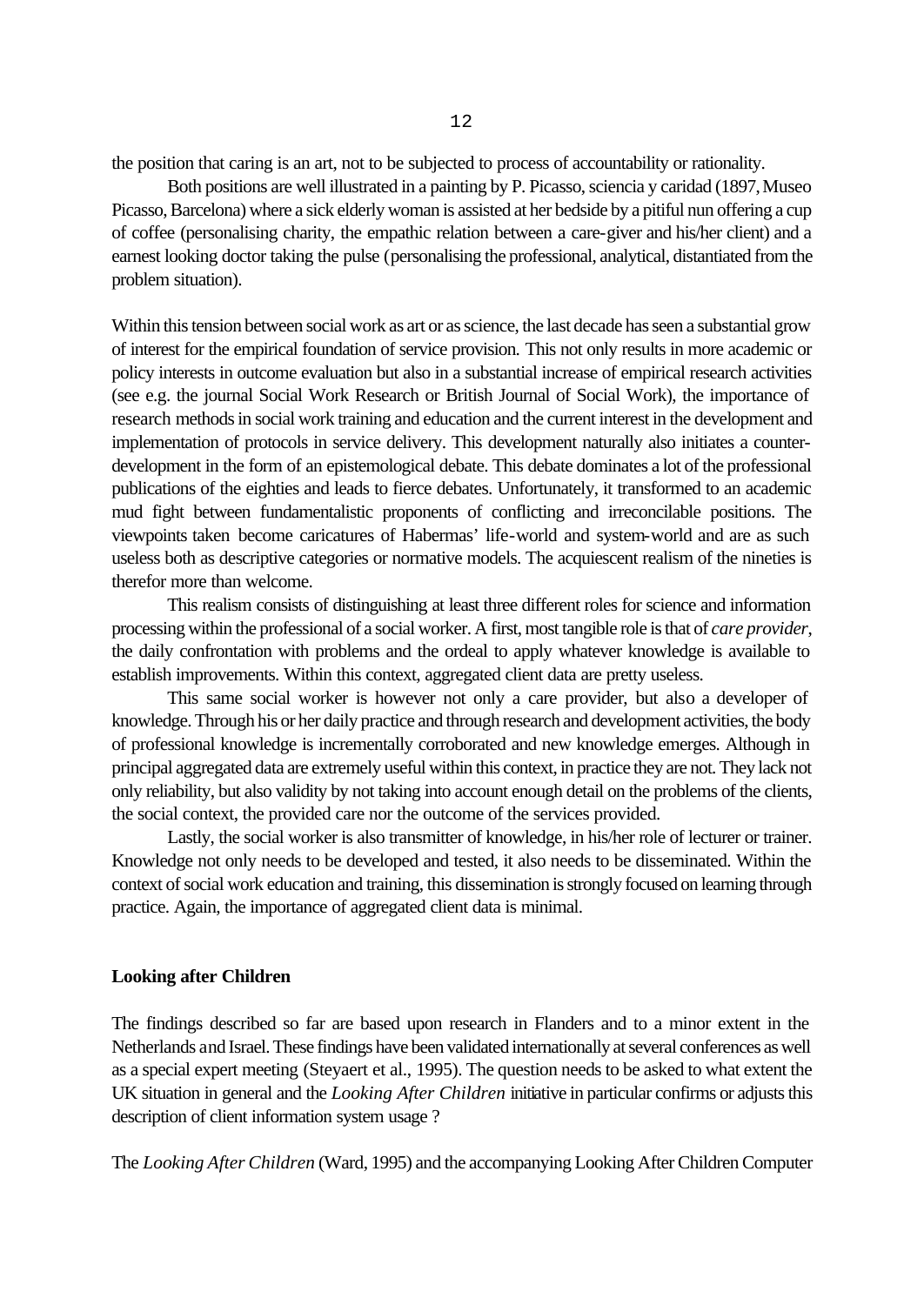the position that caring is an art, not to be subjected to process of accountability or rationality.

Both positions are well illustrated in a painting by P. Picasso, sciencia y caridad (1897, Museo Picasso, Barcelona) where a sick elderly woman is assisted at her bedside by a pitiful nun offering a cup of coffee (personalising charity, the empathic relation between a care-giver and his/her client) and a earnest looking doctor taking the pulse (personalising the professional, analytical, distantiated from the problem situation).

Within this tension between social work as art or as science, the last decade has seen a substantial grow of interest for the empirical foundation of service provision. This not only results in more academic or policy interests in outcome evaluation but also in a substantial increase of empirical research activities (see e.g. the journal Social Work Research or British Journal of Social Work), the importance of research methods in social work training and education and the current interest in the development and implementation of protocols in service delivery. This development naturally also initiates a counter-development in the form of an epistemological debate. This debate dominates a lot of the professional publications of the eighties and leads to fierce debates. Unfortunately, it transformed to an academic mud fight between fundamentalistic proponents of conflicting and irreconcilable positions. The viewpoints taken become caricatures of Habermas' life-world and system-world and are as such useless both as descriptive categories or normative models. The acquiescent realism of the nineties is therefor more than welcome.

This realism consists of distinguishing at least three different roles for science and information processing within the professional of a social worker. A first, most tangible role is that of *care provider*, the daily confrontation with problems and the ordeal to apply whatever knowledge is available to establish improvements. Within this context, aggregated client data are pretty useless.

This same social worker is however not only a care provider, but also a developer of knowledge. Through his or her daily practice and through research and development activities, the body of professional knowledge is incrementally corroborated and new knowledge emerges. Although in principal aggregated data are extremely useful within this context, in practice they are not. They lack not only reliability, but also validity by not taking into account enough detail on the problems of the clients, the social context, the provided care nor the outcome of the services provided.

Lastly, the social worker is also transmitter of knowledge, in his/her role of lecturer or trainer. Knowledge not only needs to be developed and tested, it also needs to be disseminated. Within the context of social work education and training, this dissemination is strongly focused on learning through practice. Again, the importance of aggregated client data is minimal.

**Looking after Children**

The findings described so far are based upon research in Flanders and to a minor extent in the Netherlands and Israel. These findings have been validated internationally at several conferences as well as a special expert meeting (Steyaert et al., 1995). The question needs to be asked to what extent the UK situation in general and the *Looking After Children* initiative in particular confirms or adjusts this description of client information system usage ?

The *Looking After Children* (Ward, 1995) and the accompanying Looking After Children Computer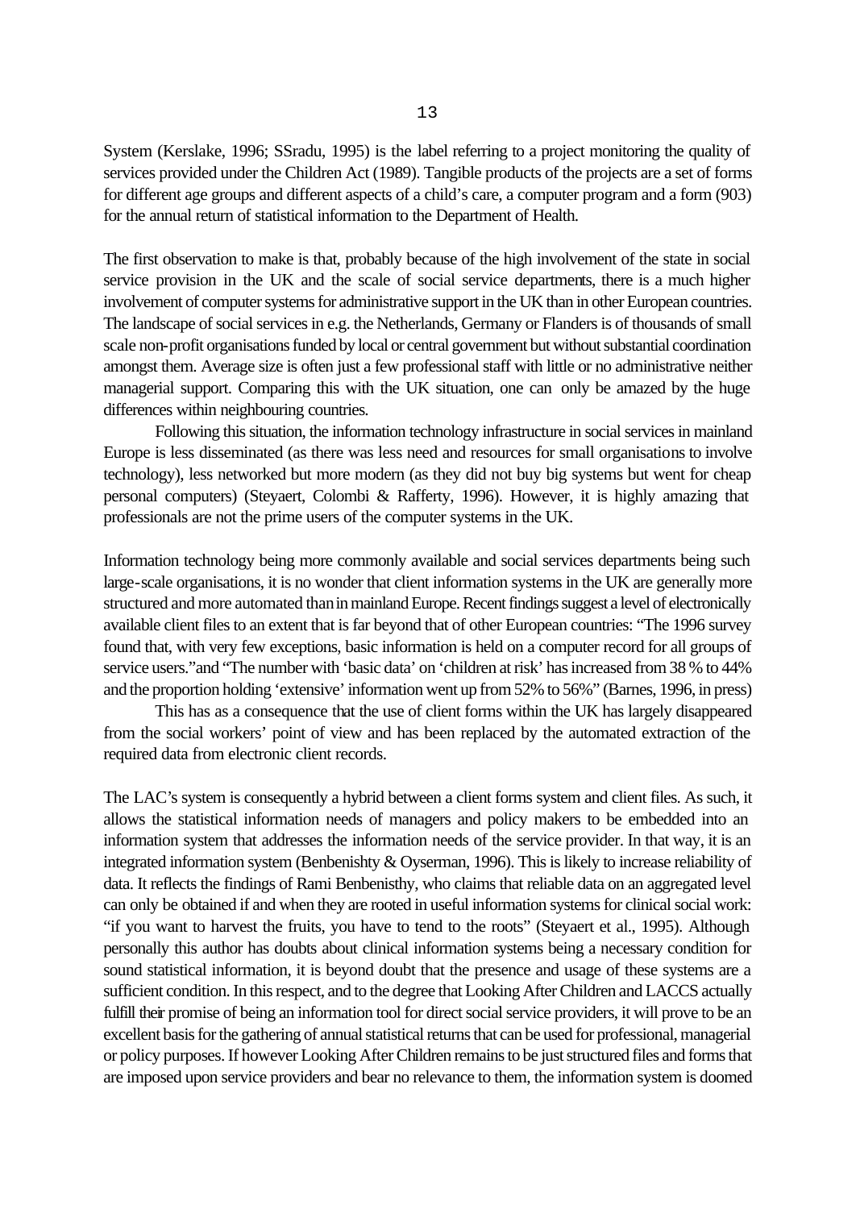System (Kerslake, 1996; SSradu, 1995) is the label referring to a project monitoring the quality of services provided under the Children Act (1989). Tangible products of the projects are a set of forms for different age groups and different aspects of a child's care, a computer program and a form (903) for the annual return of statistical information to the Department of Health.

The first observation to make is that, probably because of the high involvement of the state in social service provision in the UK and the scale of social service departments, there is a much higher involvement of computer systems for administrative support in the UK than in other European countries. The landscape of social services in e.g. the Netherlands, Germany or Flanders is of thousands of small scale non-profit organisations funded by local or central government but without substantial coordination amongst them. Average size is often just a few professional staff with little or no administrative neither managerial support. Comparing this with the UK situation, one can only be amazed by the huge differences within neighbouring countries.

Following this situation, the information technology infrastructure in social services in mainland Europe is less disseminated (as there was less need and resources for small organisations to involve technology), less networked but more modern (as they did not buy big systems but went for cheap personal computers) (Steyaert, Colombi & Rafferty, 1996). However, it is highly amazing that professionals are not the prime users of the computer systems in the UK.

Information technology being more commonly available and social services departments being such large-scale organisations, it is no wonder that client information systems in the UK are generally more structured and more automated than in mainland Europe. Recent findings suggest a level of electronically available client files to an extent that is far beyond that of other European countries: "The 1996 survey found that, with very few exceptions, basic information is held on a computer record for all groups of service users."and "The number with 'basic data' on 'children at risk' has increased from 38 % to 44% and the proportion holding 'extensive' information went up from 52% to 56%" (Barnes, 1996, in press)

This has as a consequence that the use of client forms within the UK has largely disappeared from the social workers' point of view and has been replaced by the automated extraction of the required data from electronic client records.

The LAC's system is consequently a hybrid between a client forms system and client files. As such, it allows the statistical information needs of managers and policy makers to be embedded into an information system that addresses the information needs of the service provider. In that way, it is an integrated information system (Benbenishty & Oyserman, 1996). This is likely to increase reliability of data. It reflects the findings of Rami Benbenisthy, who claims that reliable data on an aggregated level can only be obtained if and when they are rooted in useful information systems for clinical social work: "if you want to harvest the fruits, you have to tend to the roots" (Steyaert et al., 1995). Although personally this author has doubts about clinical information systems being a necessary condition for sound statistical information, it is beyond doubt that the presence and usage of these systems are a sufficient condition. In this respect, and to the degree that Looking After Children and LACCS actually fulfill their promise of being an information tool for direct social service providers, it will prove to be an excellent basis for the gathering of annual statistical returns that can be used for professional, managerial or policy purposes. If however Looking After Children remains to be just structured files and forms that are imposed upon service providers and bear no relevance to them, the information system is doomed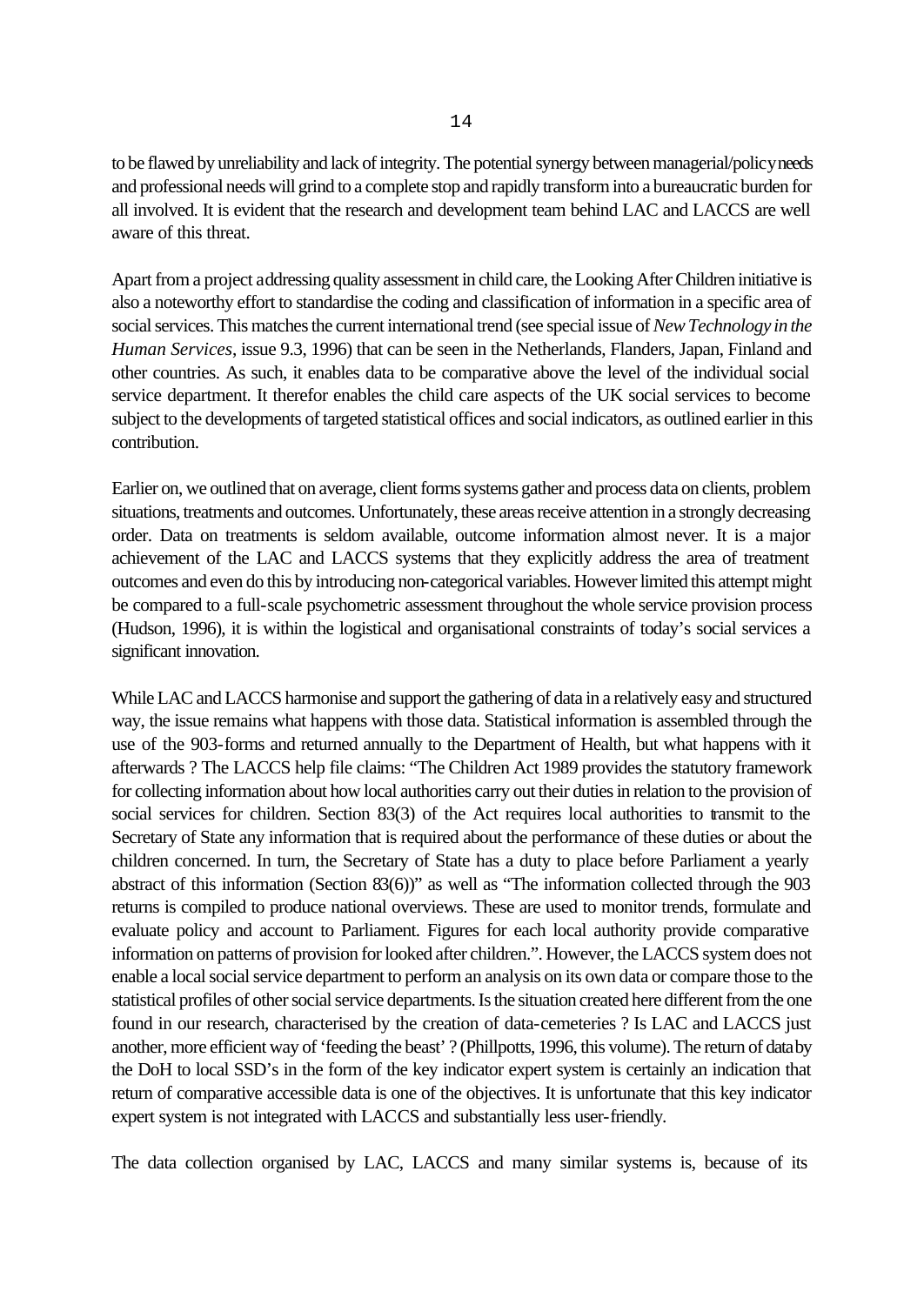to be flawed by unreliability and lack of integrity. The potential synergy between managerial/policy needs and professional needs will grind to a complete stop and rapidly transform into a bureaucratic burden for all involved. It is evident that the research and development team behind LAC and LACCS are well aware of this threat.

Apart from a project addressing quality assessment in child care, the Looking After Children initiative is also a noteworthy effort to standardise the coding and classification of information in a specific area of social services. This matches the current international trend (see special issue of *New Technology in the Human Services*, issue 9.3, 1996) that can be seen in the Netherlands, Flanders, Japan, Finland and other countries. As such, it enables data to be comparative above the level of the individual social service department. It therefor enables the child care aspects of the UK social services to become subject to the developments of targeted statistical offices and social indicators, as outlined earlier in this contribution.

Earlier on, we outlined that on average, client forms systems gather and process data on clients, problem situations, treatments and outcomes. Unfortunately, these areas receive attention in a strongly decreasing order. Data on treatments is seldom available, outcome information almost never. It is a major achievement of the LAC and LACCS systems that they explicitly address the area of treatment outcomes and even do this by introducing non-categorical variables. However limited this attempt might be compared to a full-scale psychometric assessment throughout the whole service provision process (Hudson, 1996), it is within the logistical and organisational constraints of today's social services a significant innovation.

While LAC and LACCS harmonise and support the gathering of data in a relatively easy and structured way, the issue remains what happens with those data. Statistical information is assembled through the use of the 903-forms and returned annually to the Department of Health, but what happens with it afterwards ? The LACCS help file claims: "The Children Act 1989 provides the statutory framework for collecting information about how local authorities carry out their duties in relation to the provision of social services for children. Section 83(3) of the Act requires local authorities to transmit to the Secretary of State any information that is required about the performance of these duties or about the children concerned. In turn, the Secretary of State has a duty to place before Parliament a yearly abstract of this information (Section 83(6))" as well as "The information collected through the 903 returns is compiled to produce national overviews. These are used to monitor trends, formulate and evaluate policy and account to Parliament. Figures for each local authority provide comparative information on patterns of provision for looked after children.". However, the LACCS system does not enable a local social service department to perform an analysis on its own data or compare those to the statistical profiles of other social service departments. Is the situation created here different from the one found in our research, characterised by the creation of data-cemeteries ? Is LAC and LACCS just another, more efficient way of 'feeding the beast' ? (Phillpotts, 1996, this volume). The return of data by the DoH to local SSD's in the form of the key indicator expert system is certainly an indication that return of comparative accessible data is one of the objectives. It is unfortunate that this key indicator expert system is not integrated with LACCS and substantially less user-friendly.

The data collection organised by LAC, LACCS and many similar systems is, because of its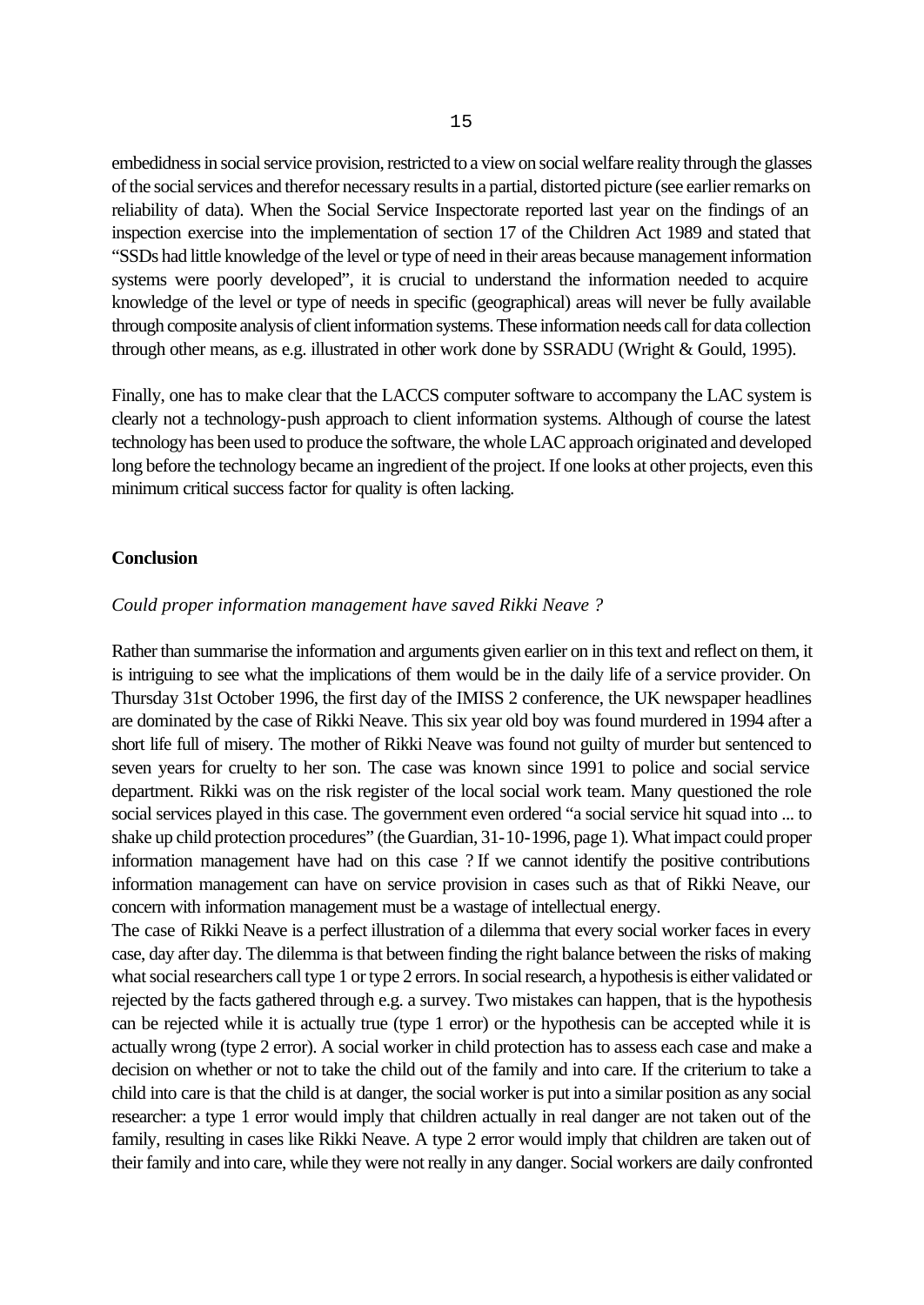embedidness in social service provision, restricted to a view on social welfare reality through the glasses of the social services and therefor necessary results in a partial, distorted picture (see earlier remarks on reliability of data). When the Social Service Inspectorate reported last year on the findings of an inspection exercise into the implementation of section 17 of the Children Act 1989 and stated that "SSDs had little knowledge of the level or type of need in their areas because management information systems were poorly developed", it is crucial to understand the information needed to acquire knowledge of the level or type of needs in specific (geographical) areas will never be fully available through composite analysis of client information systems. These information needs call for data collection through other means, as e.g. illustrated in other work done by SSRADU (Wright & Gould, 1995).

Finally, one has to make clear that the LACCS computer software to accompany the LAC system is clearly not a technology-push approach to client information systems. Although of course the latest technology has been used to produce the software, the whole LAC approach originated and developed long before the technology became an ingredient of the project. If one looks at other projects, even this minimum critical success factor for quality is often lacking.

## Conclusion

*Could proper information management have saved Rikki Neave ?*

Rather than summarise the information and arguments given earlier on in this text and reflect on them, it is intriguing to see what the implications of them would be in the daily life of a service provider. On Thursday 31st October 1996, the first day of the IMISS 2 conference, the UK newspaper headlines are dominated by the case of Rikki Neave. This six year old boy was found murdered in 1994 after a short life full of misery. The mother of Rikki Neave was found not guilty of murder but sentenced to seven years for cruelty to her son. The case was known since 1991 to police and social service department. Rikki was on the risk register of the local social work team. Many questioned the role social services played in this case. The government even ordered "a social service hit squad into ... to shake up child protection procedures" (the Guardian, 31-10-1996, page 1). What impact could proper information management have had on this case ? If we cannot identify the positive contributions information management can have on service provision in cases such as that of Rikki Neave, our concern with information management must be a wastage of intellectual energy.

The case of Rikki Neave is a perfect illustration of a dilemma that every social worker faces in every case, day after day. The dilemma is that between finding the right balance between the risks of making what social researchers call type 1 or type 2 errors. In social research, a hypothesis is either validated or rejected by the facts gathered through e.g. a survey. Two mistakes can happen, that is the hypothesis can be rejected while it is actually true (type 1 error) or the hypothesis can be accepted while it is actually wrong (type 2 error). A social worker in child protection has to assess each case and make a decision on whether or not to take the child out of the family and into care. If the criterium to take a child into care is that the child is at danger, the social worker is put into a similar position as any social researcher: a type 1 error would imply that children actually in real danger are not taken out of the family, resulting in cases like Rikki Neave. A type 2 error would imply that children are taken out of their family and into care, while they were not really in any danger. Social workers are daily confronted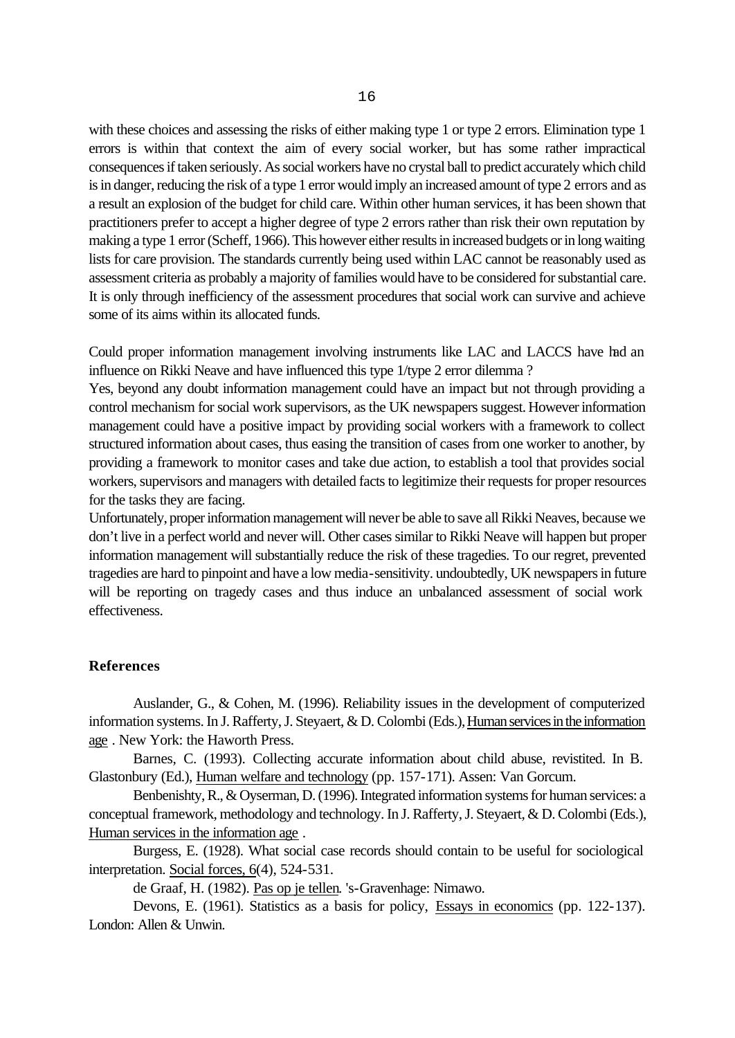with these choices and assessing the risks of either making type 1 or type 2 errors. Elimination type 1 errors is within that context the aim of every social worker, but has some rather impractical consequences if taken seriously. As social workers have no crystal ball to predict accurately which child is in danger, reducing the risk of a type 1 error would imply an increased amount of type 2 errors and as a result an explosion of the budget for child care. Within other human services, it has been shown that practitioners prefer to accept a higher degree of type 2 errors rather than risk their own reputation by making a type 1 error (Scheff, 1966). This however either results in increased budgets or in long waiting lists for care provision. The standards currently being used within LAC cannot be reasonably used as assessment criteria as probably a majority of families would have to be considered for substantial care. It is only through inefficiency of the assessment procedures that social work can survive and achieve some of its aims within its allocated funds.

Could proper information management involving instruments like LAC and LACCS have had an influence on Rikki Neave and have influenced this type 1/type 2 error dilemma ?
Yes, beyond any doubt information management could have an impact but not through providing a control mechanism for social work supervisors, as the UK newspapers suggest. However information management could have a positive impact by providing social workers with a framework to collect structured information about cases, thus easing the transition of cases from one worker to another, by providing a framework to monitor cases and take due action, to establish a tool that provides social workers, supervisors and managers with detailed facts to legitimize their requests for proper resources for the tasks they are facing.
Unfortunately, proper information management will never be able to save all Rikki Neaves, because we don't live in a perfect world and never will. Other cases similar to Rikki Neave will happen but proper information management will substantially reduce the risk of these tragedies. To our regret, prevented tragedies are hard to pinpoint and have a low media-sensitivity. undoubtedly, UK newspapers in future will be reporting on tragedy cases and thus induce an unbalanced assessment of social work effectiveness.

## References

Auslander, G., & Cohen, M. (1996). Reliability issues in the development of computerized information systems. In J. Rafferty, J. Steyaert, & D. Colombi (Eds.), Human services in the information age . New York: the Haworth Press.

Barnes, C. (1993). Collecting accurate information about child abuse, revistited. In B. Glastonbury (Ed.), Human welfare and technology (pp. 157-171). Assen: Van Gorcum.

Benbenishty, R., & Oyserman, D. (1996). Integrated information systems for human services: a conceptual framework, methodology and technology. In J. Rafferty, J. Steyaert, & D. Colombi (Eds.), Human services in the information age .

Burgess, E. (1928). What social case records should contain to be useful for sociological interpretation. Social forces, 6(4), 524-531.

de Graaf, H. (1982). Pas op je tellen. 's-Gravenhage: Nimawo.

Devons, E. (1961). Statistics as a basis for policy, Essays in economics (pp. 122-137). London: Allen & Unwin.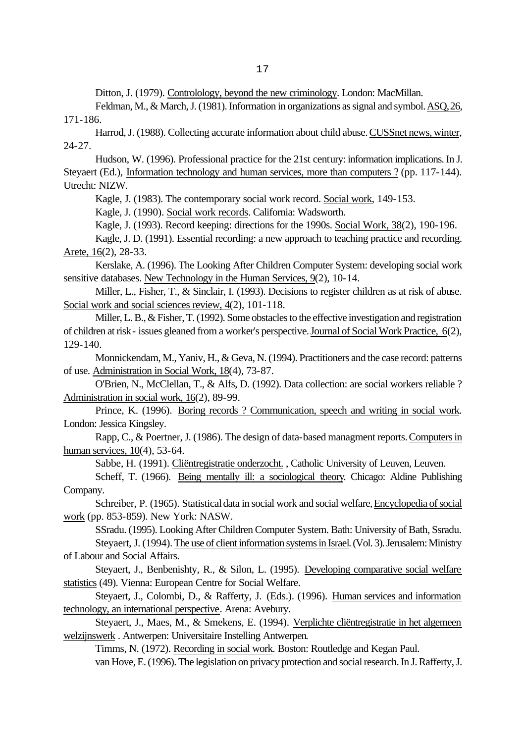Ditton, J. (1979). Controlology, beyond the new criminology. London: MacMillan.

Feldman, M., & March, J. (1981). Information in organizations as signal and symbol. ASQ, 26, 171-186.

Harrod, J. (1988). Collecting accurate information about child abuse. CUSSnet news, winter, 24-27.

Hudson, W. (1996). Professional practice for the 21st century: information implications. In J. Steyaert (Ed.), Information technology and human services, more than computers ? (pp. 117-144). Utrecht: NIZW.

Kagle, J. (1983). The contemporary social work record. Social work, 149-153.

Kagle, J. (1990). Social work records. California: Wadsworth.

Kagle, J. (1993). Record keeping: directions for the 1990s. Social Work, 38(2), 190-196.

Kagle, J. D. (1991). Essential recording: a new approach to teaching practice and recording. Arete, 16(2), 28-33.

Kerslake, A. (1996). The Looking After Children Computer System: developing social work sensitive databases. New Technology in the Human Services, 9(2), 10-14.

Miller, L., Fisher, T., & Sinclair, I. (1993). Decisions to register children as at risk of abuse. Social work and social sciences review, 4(2), 101-118.

Miller, L. B., & Fisher, T. (1992). Some obstacles to the effective investigation and registration of children at risk - issues gleaned from a worker's perspective. Journal of Social Work Practice, 6(2), 129-140.

Monnickendam, M., Yaniv, H., & Geva, N. (1994). Practitioners and the case record: patterns of use. Administration in Social Work, 18(4), 73-87.

O'Brien, N., McClellan, T., & Alfs, D. (1992). Data collection: are social workers reliable ? Administration in social work, 16(2), 89-99.

Prince, K. (1996). Boring records ? Communication, speech and writing in social work. London: Jessica Kingsley.

Rapp, C., & Poertner, J. (1986). The design of data-based managment reports. Computers in human services, 10(4), 53-64.

Sabbe, H. (1991). Cliëntregistratie onderzocht. , Catholic University of Leuven, Leuven.

Scheff, T. (1966). Being mentally ill: a sociological theory. Chicago: Aldine Publishing Company.

Schreiber, P. (1965). Statistical data in social work and social welfare, Encyclopedia of social work (pp. 853-859). New York: NASW.

SSradu. (1995). Looking After Children Computer System. Bath: University of Bath, Ssradu.

Steyaert, J. (1994). The use of client information systems in Israel. (Vol. 3). Jerusalem: Ministry of Labour and Social Affairs.

Steyaert, J., Benbenishty, R., & Silon, L. (1995). Developing comparative social welfare statistics (49). Vienna: European Centre for Social Welfare.

Steyaert, J., Colombi, D., & Rafferty, J. (Eds.). (1996). Human services and information technology, an international perspective. Arena: Avebury.

Steyaert, J., Maes, M., & Smekens, E. (1994). Verplichte cliëntregistratie in het algemeen welzijnswerk . Antwerpen: Universitaire Instelling Antwerpen.

Timms, N. (1972). Recording in social work. Boston: Routledge and Kegan Paul.

van Hove, E. (1996). The legislation on privacy protection and social research. In J. Rafferty, J.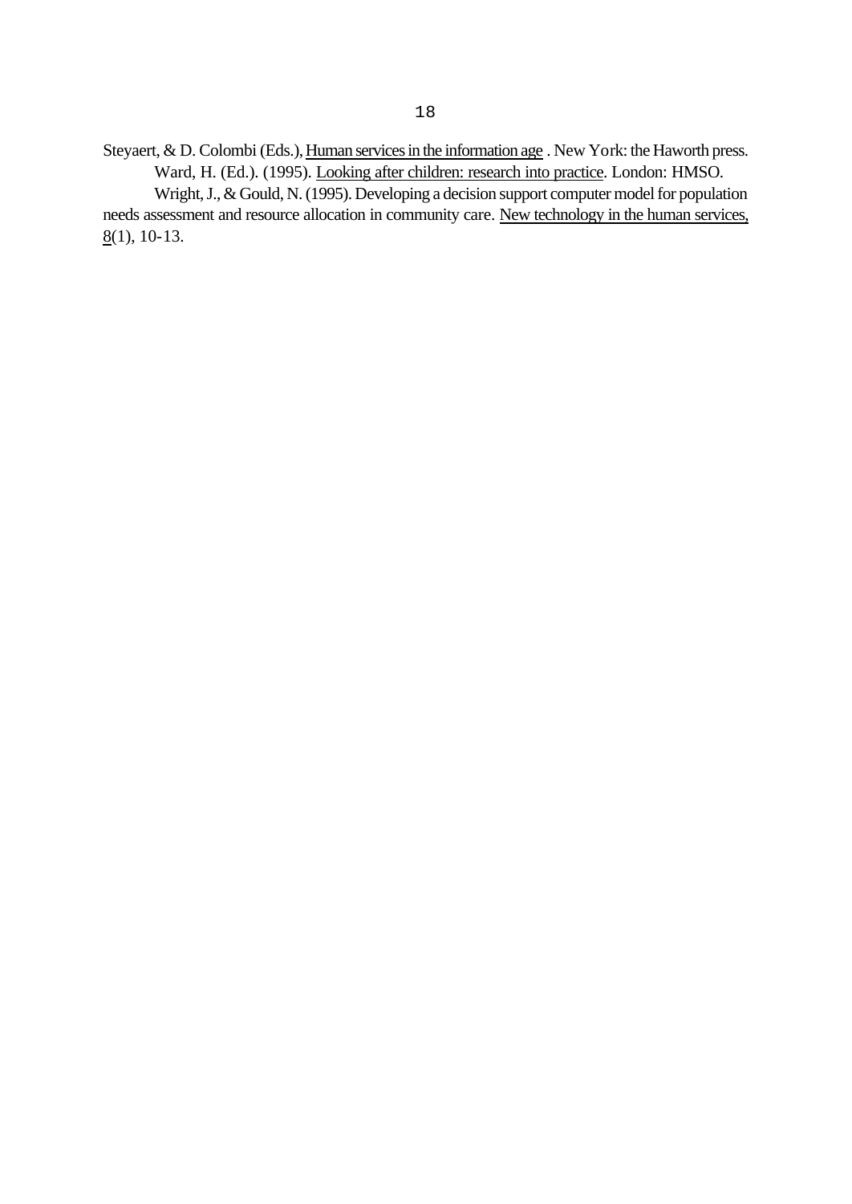Steyaert, & D. Colombi (Eds.), Human services in the information age . New York: the Haworth press.

Ward, H. (Ed.). (1995). Looking after children: research into practice. London: HMSO.

Wright, J., & Gould, N. (1995). Developing a decision support computer model for population needs assessment and resource allocation in community care. New technology in the human services, 8(1), 10-13.